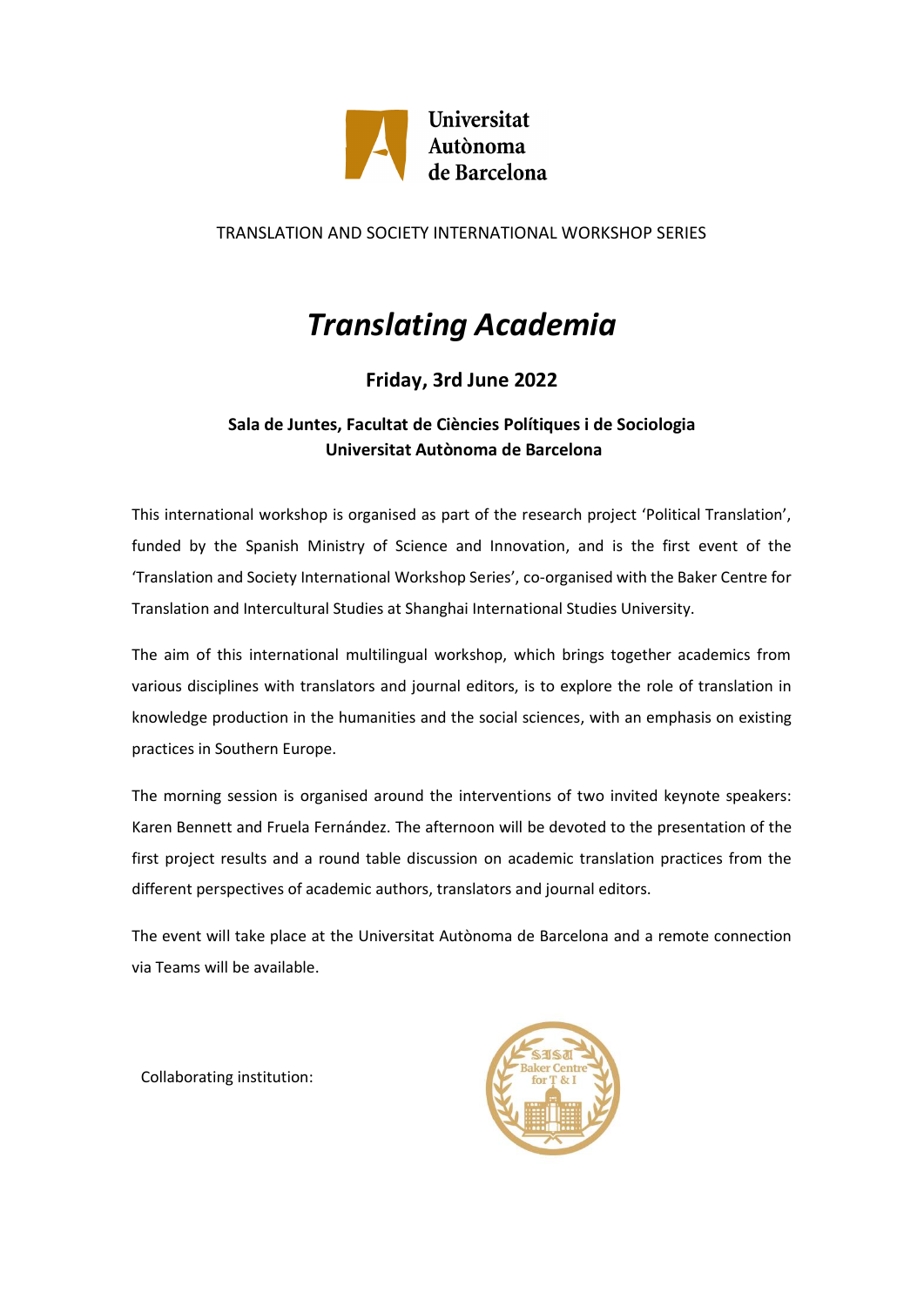Universitat Autònoma de Barcelona

TRANSLATION AND SOCIETY INTERNATIONAL WORKSHOP SERIES

# *Translating Academia*

### Friday, 3rd June 2022

### Sala de Juntes, Facultat de Ciències Polítiques i de Sociologia
### Universitat Autònoma de Barcelona

This international workshop is organised as part of the research project 'Political Translation', funded by the Spanish Ministry of Science and Innovation, and is the first event of the 'Translation and Society International Workshop Series', co-organised with the Baker Centre for Translation and Intercultural Studies at Shanghai International Studies University.

The aim of this international multilingual workshop, which brings together academics from various disciplines with translators and journal editors, is to explore the role of translation in knowledge production in the humanities and the social sciences, with an emphasis on existing practices in Southern Europe.

The morning session is organised around the interventions of two invited keynote speakers: Karen Bennett and Fruela Fernández. The afternoon will be devoted to the presentation of the first project results and a round table discussion on academic translation practices from the different perspectives of academic authors, translators and journal editors.

The event will take place at the Universitat Autònoma de Barcelona and a remote connection via Teams will be available.

Collaborating institution:

SISU Baker Centre for T & I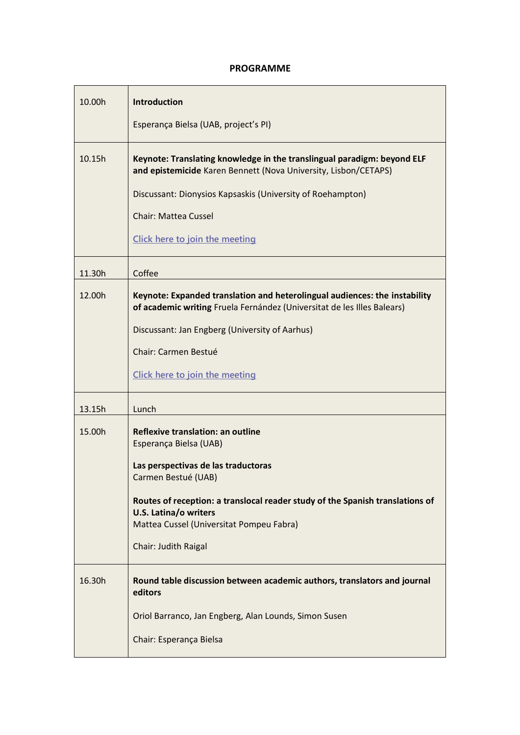**PROGRAMME**

| | |
|---|---|
| 10.00h | **Introduction**<br><br>Esperança Bielsa (UAB, project's PI) |
| 10.15h | **Keynote: Translating knowledge in the translingual paradigm: beyond ELF and epistemicide** Karen Bennett (Nova University, Lisbon/CETAPS)<br><br>Discussant: Dionysios Kapsaskis (University of Roehampton)<br><br>Chair: Mattea Cussel<br><br>Click here to join the meeting |
| 11.30h | Coffee |
| 12.00h | **Keynote: Expanded translation and heterolingual audiences: the instability of academic writing** Fruela Fernández (Universitat de les Illes Balears)<br><br>Discussant: Jan Engberg (University of Aarhus)<br><br>Chair: Carmen Bestué<br><br>Click here to join the meeting |
| 13.15h | Lunch |
| 15.00h | **Reflexive translation: an outline**<br>Esperança Bielsa (UAB)<br><br>**Las perspectivas de las traductoras**<br>Carmen Bestué (UAB)<br><br>**Routes of reception: a translocal reader study of the Spanish translations of U.S. Latina/o writers**<br>Mattea Cussel (Universitat Pompeu Fabra)<br><br>Chair: Judith Raigal |
| 16.30h | **Round table discussion between academic authors, translators and journal editors**<br><br>Oriol Barranco, Jan Engberg, Alan Lounds, Simon Susen<br><br>Chair: Esperança Bielsa |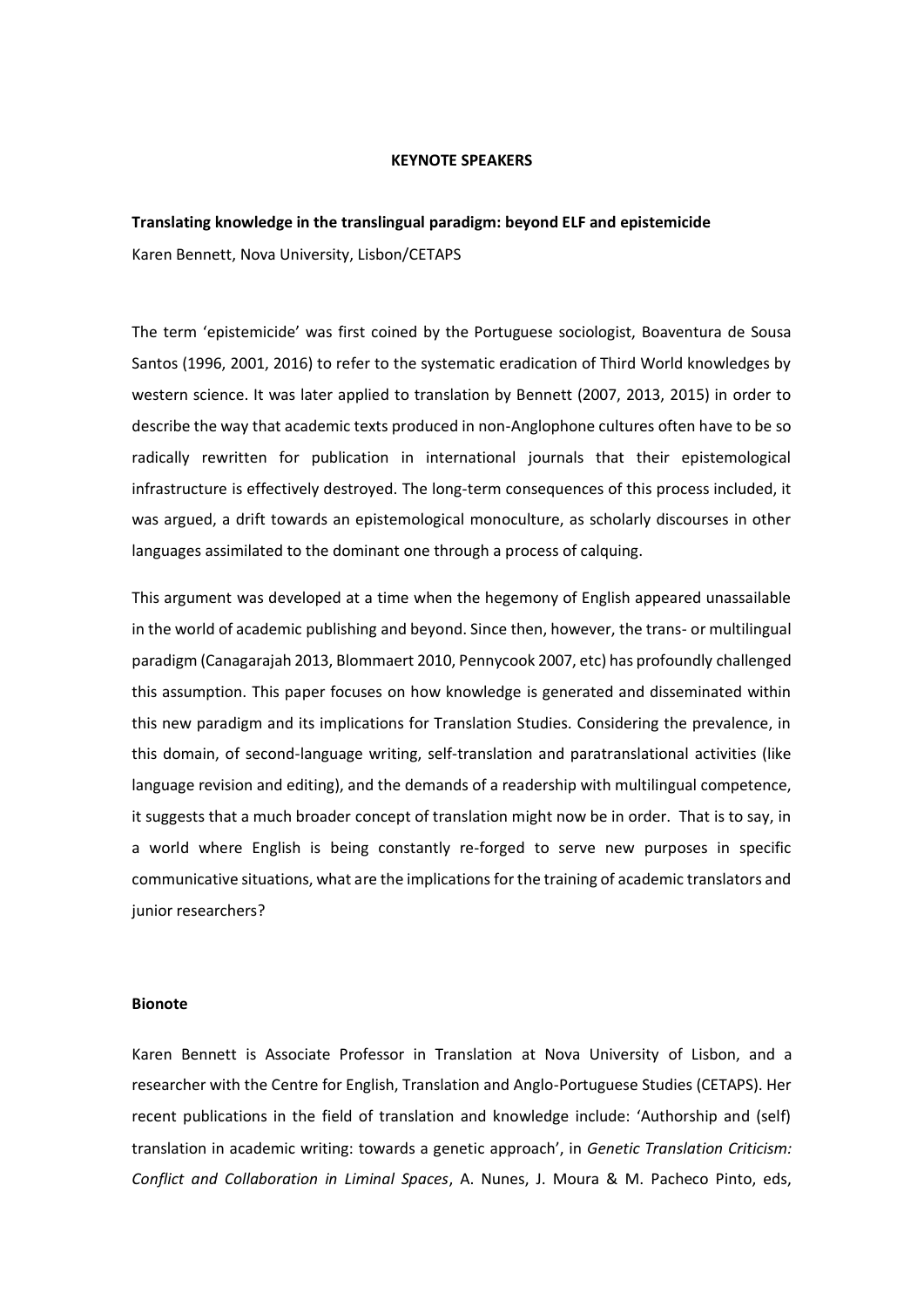## KEYNOTE SPEAKERS

**Translating knowledge in the translingual paradigm: beyond ELF and epistemicide**

Karen Bennett, Nova University, Lisbon/CETAPS

The term 'epistemicide' was first coined by the Portuguese sociologist, Boaventura de Sousa Santos (1996, 2001, 2016) to refer to the systematic eradication of Third World knowledges by western science. It was later applied to translation by Bennett (2007, 2013, 2015) in order to describe the way that academic texts produced in non-Anglophone cultures often have to be so radically rewritten for publication in international journals that their epistemological infrastructure is effectively destroyed. The long-term consequences of this process included, it was argued, a drift towards an epistemological monoculture, as scholarly discourses in other languages assimilated to the dominant one through a process of calquing.

This argument was developed at a time when the hegemony of English appeared unassailable in the world of academic publishing and beyond. Since then, however, the trans- or multilingual paradigm (Canagarajah 2013, Blommaert 2010, Pennycook 2007, etc) has profoundly challenged this assumption. This paper focuses on how knowledge is generated and disseminated within this new paradigm and its implications for Translation Studies. Considering the prevalence, in this domain, of second-language writing, self-translation and paratranslational activities (like language revision and editing), and the demands of a readership with multilingual competence, it suggests that a much broader concept of translation might now be in order. That is to say, in a world where English is being constantly re-forged to serve new purposes in specific communicative situations, what are the implications for the training of academic translators and junior researchers?

**Bionote**

Karen Bennett is Associate Professor in Translation at Nova University of Lisbon, and a researcher with the Centre for English, Translation and Anglo-Portuguese Studies (CETAPS). Her recent publications in the field of translation and knowledge include: 'Authorship and (self) translation in academic writing: towards a genetic approach', in *Genetic Translation Criticism: Conflict and Collaboration in Liminal Spaces*, A. Nunes, J. Moura & M. Pacheco Pinto, eds,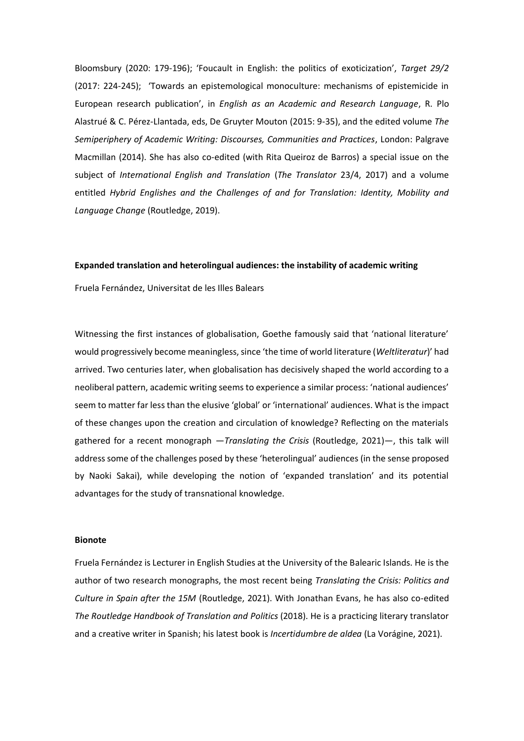Bloomsbury (2020: 179-196); 'Foucault in English: the politics of exoticization', *Target 29/2* (2017: 224-245); 'Towards an epistemological monoculture: mechanisms of epistemicide in European research publication', in *English as an Academic and Research Language*, R. Plo Alastrué & C. Pérez-Llantada, eds, De Gruyter Mouton (2015: 9-35), and the edited volume *The Semiperiphery of Academic Writing: Discourses, Communities and Practices*, London: Palgrave Macmillan (2014). She has also co-edited (with Rita Queiroz de Barros) a special issue on the subject of *International English and Translation* (*The Translator* 23/4, 2017) and a volume entitled *Hybrid Englishes and the Challenges of and for Translation: Identity, Mobility and Language Change* (Routledge, 2019).

**Expanded translation and heterolingual audiences: the instability of academic writing**

Fruela Fernández, Universitat de les Illes Balears

Witnessing the first instances of globalisation, Goethe famously said that 'national literature' would progressively become meaningless, since 'the time of world literature (*Weltliteratur*)' had arrived. Two centuries later, when globalisation has decisively shaped the world according to a neoliberal pattern, academic writing seems to experience a similar process: 'national audiences' seem to matter far less than the elusive 'global' or 'international' audiences. What is the impact of these changes upon the creation and circulation of knowledge? Reflecting on the materials gathered for a recent monograph —*Translating the Crisis* (Routledge, 2021)—, this talk will address some of the challenges posed by these 'heterolingual' audiences (in the sense proposed by Naoki Sakai), while developing the notion of 'expanded translation' and its potential advantages for the study of transnational knowledge.

**Bionote**

Fruela Fernández is Lecturer in English Studies at the University of the Balearic Islands. He is the author of two research monographs, the most recent being *Translating the Crisis: Politics and Culture in Spain after the 15M* (Routledge, 2021). With Jonathan Evans, he has also co-edited *The Routledge Handbook of Translation and Politics* (2018). He is a practicing literary translator and a creative writer in Spanish; his latest book is *Incertidumbre de aldea* (La Vorágine, 2021).